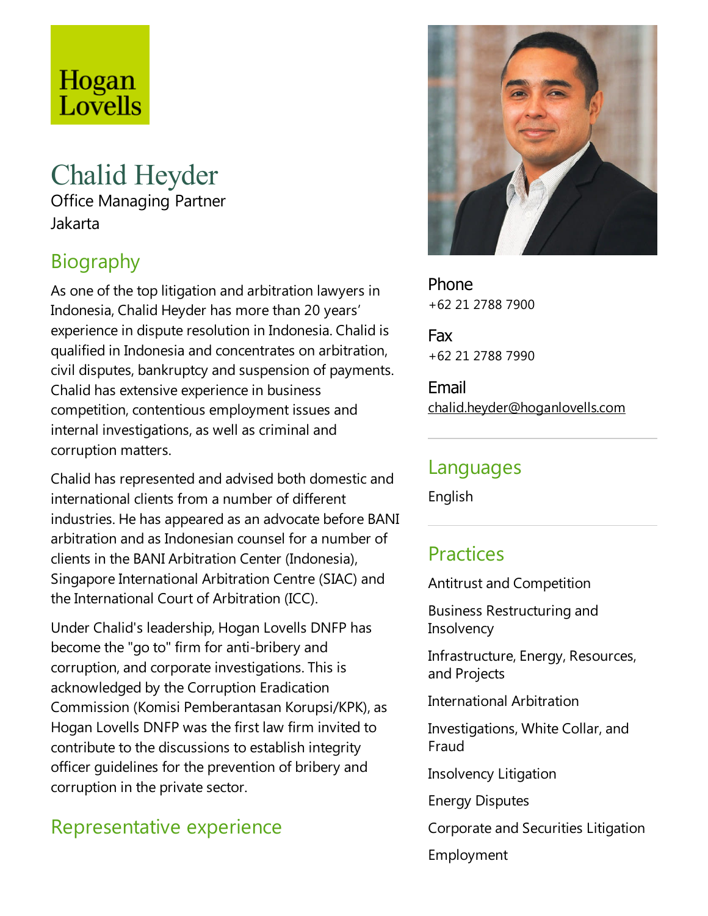Hogan Lovells

# Chalid Heyder

Office Managing Partner
Jakarta

## Biography

As one of the top litigation and arbitration lawyers in Indonesia, Chalid Heyder has more than 20 years' experience in dispute resolution in Indonesia. Chalid is qualified in Indonesia and concentrates on arbitration, civil disputes, bankruptcy and suspension of payments. Chalid has extensive experience in business competition, contentious employment issues and internal investigations, as well as criminal and corruption matters.

Chalid has represented and advised both domestic and international clients from a number of different industries. He has appeared as an advocate before BANI arbitration and as Indonesian counsel for a number of clients in the BANI Arbitration Center (Indonesia), Singapore International Arbitration Centre (SIAC) and the International Court of Arbitration (ICC).

Under Chalid's leadership, Hogan Lovells DNFP has become the "go to" firm for anti-bribery and corruption, and corporate investigations. This is acknowledged by the Corruption Eradication Commission (Komisi Pemberantasan Korupsi/KPK), as Hogan Lovells DNFP was the first law firm invited to contribute to the discussions to establish integrity officer guidelines for the prevention of bribery and corruption in the private sector.

## Representative experience

**Phone**
+62 21 2788 7900

**Fax**
+62 21 2788 7990

**Email**
chalid.heyder@hoganlovells.com

## Languages

English

## Practices

Antitrust and Competition

Business Restructuring and Insolvency

Infrastructure, Energy, Resources, and Projects

International Arbitration

Investigations, White Collar, and Fraud

Insolvency Litigation

Energy Disputes

Corporate and Securities Litigation

Employment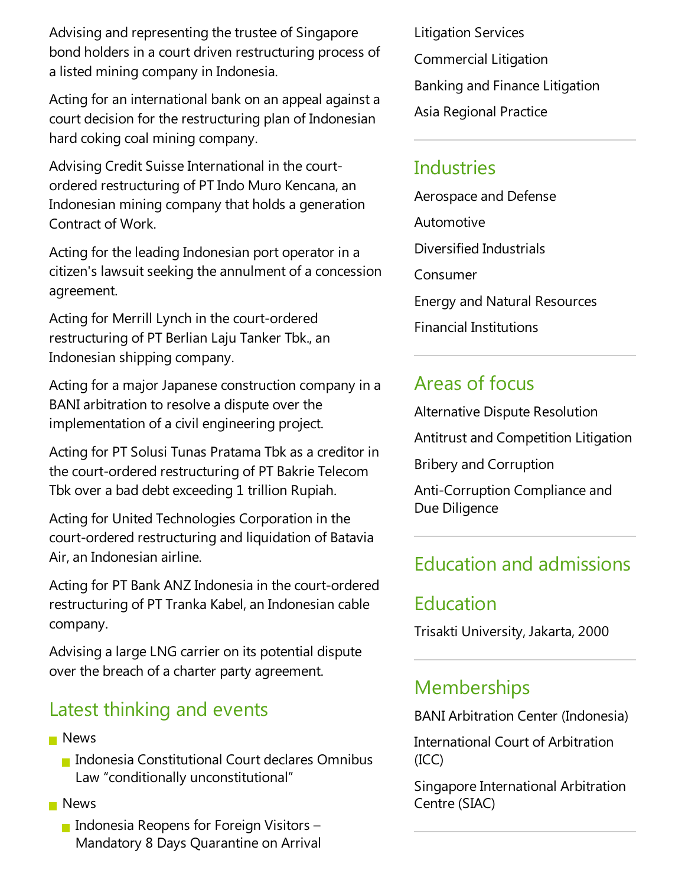Advising and representing the trustee of Singapore bond holders in a court driven restructuring process of a listed mining company in Indonesia.

Acting for an international bank on an appeal against a court decision for the restructuring plan of Indonesian hard coking coal mining company.

Advising Credit Suisse International in the court-ordered restructuring of PT Indo Muro Kencana, an Indonesian mining company that holds a generation Contract of Work.

Acting for the leading Indonesian port operator in a citizen's lawsuit seeking the annulment of a concession agreement.

Acting for Merrill Lynch in the court-ordered restructuring of PT Berlian Laju Tanker Tbk., an Indonesian shipping company.

Acting for a major Japanese construction company in a BANI arbitration to resolve a dispute over the implementation of a civil engineering project.

Acting for PT Solusi Tunas Pratama Tbk as a creditor in the court-ordered restructuring of PT Bakrie Telecom Tbk over a bad debt exceeding 1 trillion Rupiah.

Acting for United Technologies Corporation in the court-ordered restructuring and liquidation of Batavia Air, an Indonesian airline.

Acting for PT Bank ANZ Indonesia in the court-ordered restructuring of PT Tranka Kabel, an Indonesian cable company.

Advising a large LNG carrier on its potential dispute over the breach of a charter party agreement.

## Latest thinking and events

- News
  - Indonesia Constitutional Court declares Omnibus Law "conditionally unconstitutional"
- News
  - Indonesia Reopens for Foreign Visitors – Mandatory 8 Days Quarantine on Arrival

Litigation Services

Commercial Litigation

Banking and Finance Litigation

Asia Regional Practice

## Industries

Aerospace and Defense

Automotive

Diversified Industrials

Consumer

Energy and Natural Resources

Financial Institutions

## Areas of focus

Alternative Dispute Resolution

Antitrust and Competition Litigation

Bribery and Corruption

Anti-Corruption Compliance and Due Diligence

## Education and admissions

## Education

Trisakti University, Jakarta, 2000

## Memberships

BANI Arbitration Center (Indonesia)

International Court of Arbitration (ICC)

Singapore International Arbitration Centre (SIAC)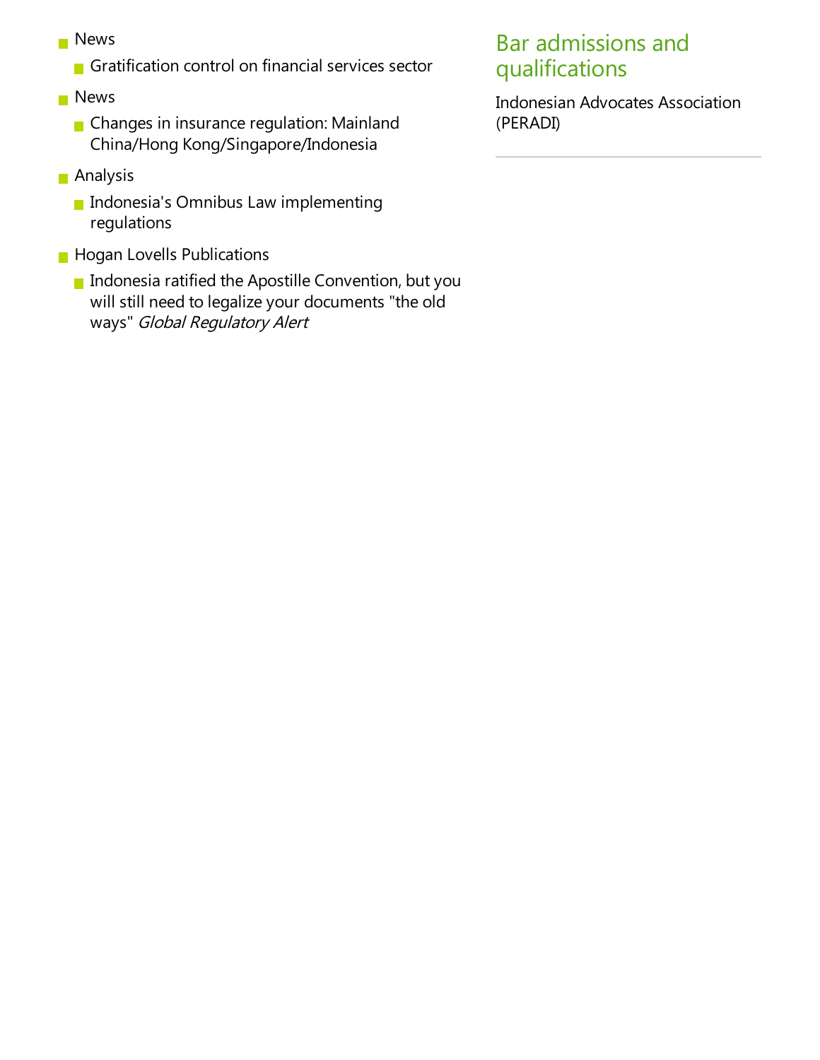- News
  - Gratification control on financial services sector
- News
  - Changes in insurance regulation: Mainland China/Hong Kong/Singapore/Indonesia
- Analysis
  - Indonesia's Omnibus Law implementing regulations
- Hogan Lovells Publications
  - Indonesia ratified the Apostille Convention, but you will still need to legalize your documents "the old ways" *Global Regulatory Alert*

## Bar admissions and qualifications

Indonesian Advocates Association (PERADI)